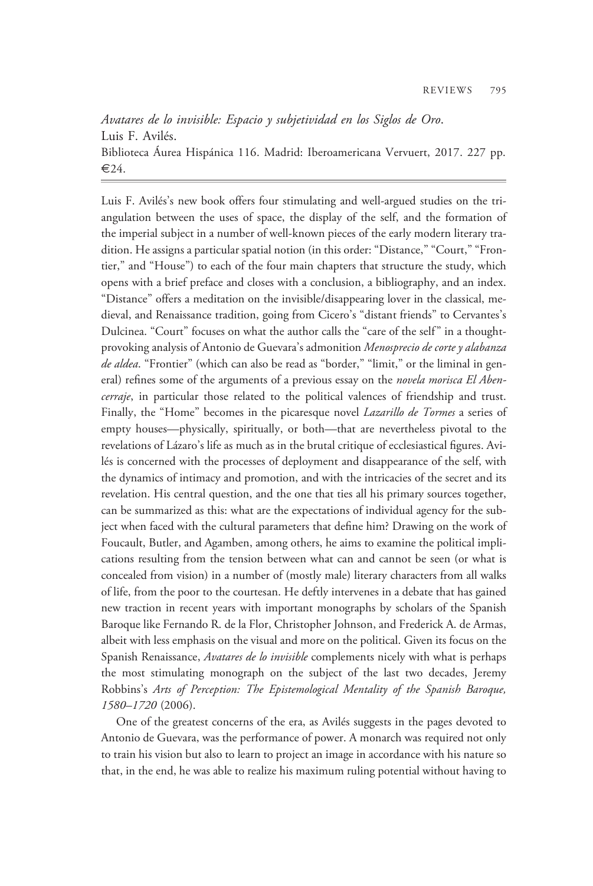*Avatares de lo invisible: Espacio y subjetividad en los Siglos de Oro*.
Luis F. Avilés.
Biblioteca Áurea Hispánica 116. Madrid: Iberoamericana Vervuert, 2017. 227 pp. €24.

---

Luis F. Avilés's new book offers four stimulating and well-argued studies on the triangulation between the uses of space, the display of the self, and the formation of the imperial subject in a number of well-known pieces of the early modern literary tradition. He assigns a particular spatial notion (in this order: "Distance," "Court," "Frontier," and "House") to each of the four main chapters that structure the study, which opens with a brief preface and closes with a conclusion, a bibliography, and an index. "Distance" offers a meditation on the invisible/disappearing lover in the classical, medieval, and Renaissance tradition, going from Cicero's "distant friends" to Cervantes's Dulcinea. "Court" focuses on what the author calls the "care of the self" in a thought-provoking analysis of Antonio de Guevara's admonition *Menosprecio de corte y alabanza de aldea*. "Frontier" (which can also be read as "border," "limit," or the liminal in general) refines some of the arguments of a previous essay on the *novela morisca El Abencerraje*, in particular those related to the political valences of friendship and trust. Finally, the "Home" becomes in the picaresque novel *Lazarillo de Tormes* a series of empty houses—physically, spiritually, or both—that are nevertheless pivotal to the revelations of Lázaro's life as much as in the brutal critique of ecclesiastical figures. Avilés is concerned with the processes of deployment and disappearance of the self, with the dynamics of intimacy and promotion, and with the intricacies of the secret and its revelation. His central question, and the one that ties all his primary sources together, can be summarized as this: what are the expectations of individual agency for the subject when faced with the cultural parameters that define him? Drawing on the work of Foucault, Butler, and Agamben, among others, he aims to examine the political implications resulting from the tension between what can and cannot be seen (or what is concealed from vision) in a number of (mostly male) literary characters from all walks of life, from the poor to the courtesan. He deftly intervenes in a debate that has gained new traction in recent years with important monographs by scholars of the Spanish Baroque like Fernando R. de la Flor, Christopher Johnson, and Frederick A. de Armas, albeit with less emphasis on the visual and more on the political. Given its focus on the Spanish Renaissance, *Avatares de lo invisible* complements nicely with what is perhaps the most stimulating monograph on the subject of the last two decades, Jeremy Robbins's *Arts of Perception: The Epistemological Mentality of the Spanish Baroque, 1580–1720* (2006).

One of the greatest concerns of the era, as Avilés suggests in the pages devoted to Antonio de Guevara, was the performance of power. A monarch was required not only to train his vision but also to learn to project an image in accordance with his nature so that, in the end, he was able to realize his maximum ruling potential without having to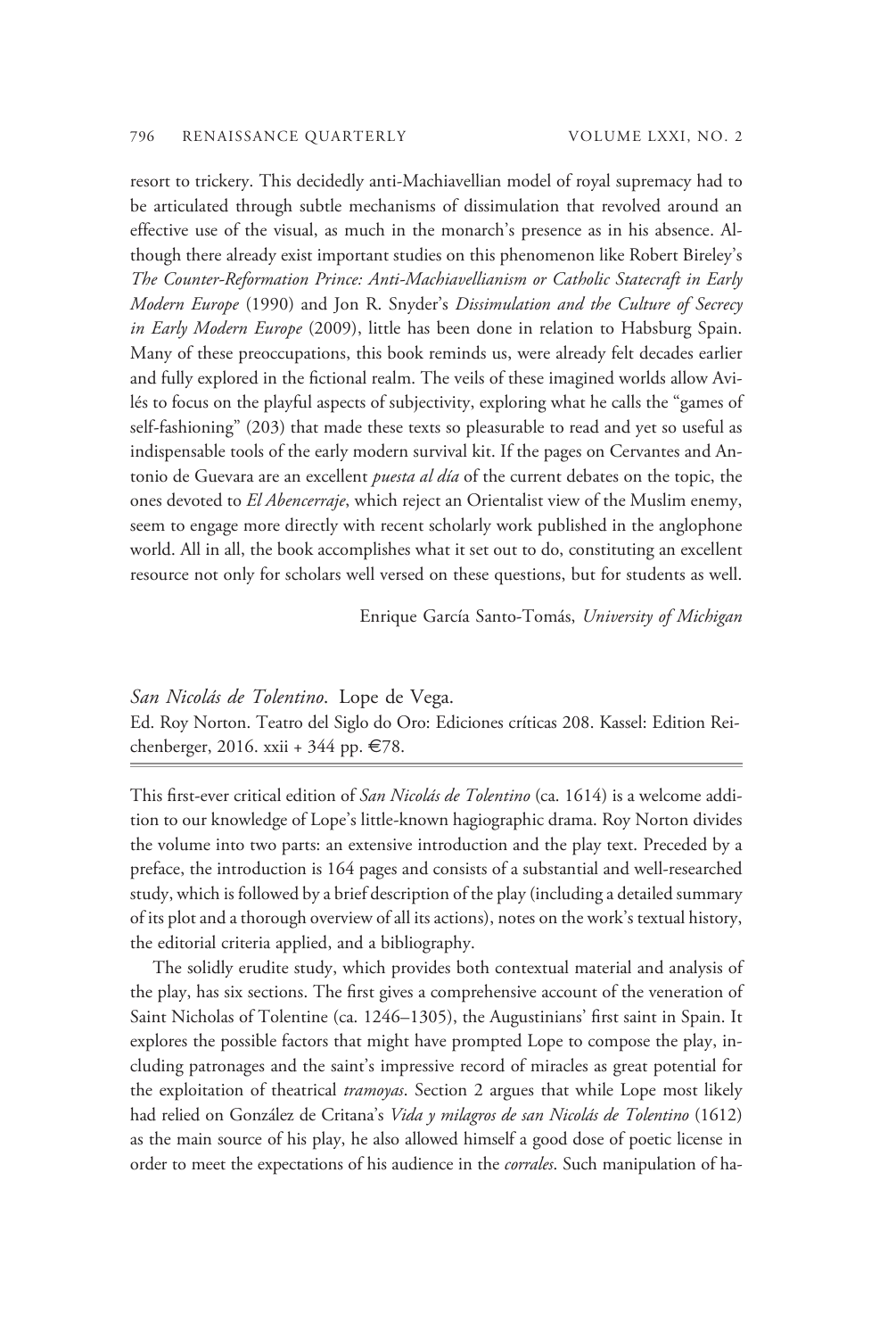resort to trickery. This decidedly anti-Machiavellian model of royal supremacy had to be articulated through subtle mechanisms of dissimulation that revolved around an effective use of the visual, as much in the monarch's presence as in his absence. Although there already exist important studies on this phenomenon like Robert Bireley's *The Counter-Reformation Prince: Anti-Machiavellianism or Catholic Statecraft in Early Modern Europe* (1990) and Jon R. Snyder's *Dissimulation and the Culture of Secrecy in Early Modern Europe* (2009), little has been done in relation to Habsburg Spain. Many of these preoccupations, this book reminds us, were already felt decades earlier and fully explored in the fictional realm. The veils of these imagined worlds allow Avilés to focus on the playful aspects of subjectivity, exploring what he calls the "games of self-fashioning" (203) that made these texts so pleasurable to read and yet so useful as indispensable tools of the early modern survival kit. If the pages on Cervantes and Antonio de Guevara are an excellent *puesta al día* of the current debates on the topic, the ones devoted to *El Abencerraje*, which reject an Orientalist view of the Muslim enemy, seem to engage more directly with recent scholarly work published in the anglophone world. All in all, the book accomplishes what it set out to do, constituting an excellent resource not only for scholars well versed on these questions, but for students as well.

Enrique García Santo-Tomás, *University of Michigan*

*San Nicolás de Tolentino*. Lope de Vega.
Ed. Roy Norton. Teatro del Siglo do Oro: Ediciones críticas 208. Kassel: Edition Reichenberger, 2016. xxii + 344 pp. €78.

This first-ever critical edition of *San Nicolás de Tolentino* (ca. 1614) is a welcome addition to our knowledge of Lope's little-known hagiographic drama. Roy Norton divides the volume into two parts: an extensive introduction and the play text. Preceded by a preface, the introduction is 164 pages and consists of a substantial and well-researched study, which is followed by a brief description of the play (including a detailed summary of its plot and a thorough overview of all its actions), notes on the work's textual history, the editorial criteria applied, and a bibliography.

The solidly erudite study, which provides both contextual material and analysis of the play, has six sections. The first gives a comprehensive account of the veneration of Saint Nicholas of Tolentine (ca. 1246–1305), the Augustinians' first saint in Spain. It explores the possible factors that might have prompted Lope to compose the play, including patronages and the saint's impressive record of miracles as great potential for the exploitation of theatrical *tramoyas*. Section 2 argues that while Lope most likely had relied on González de Critana's *Vida y milagros de san Nicolás de Tolentino* (1612) as the main source of his play, he also allowed himself a good dose of poetic license in order to meet the expectations of his audience in the *corrales*. Such manipulation of ha-